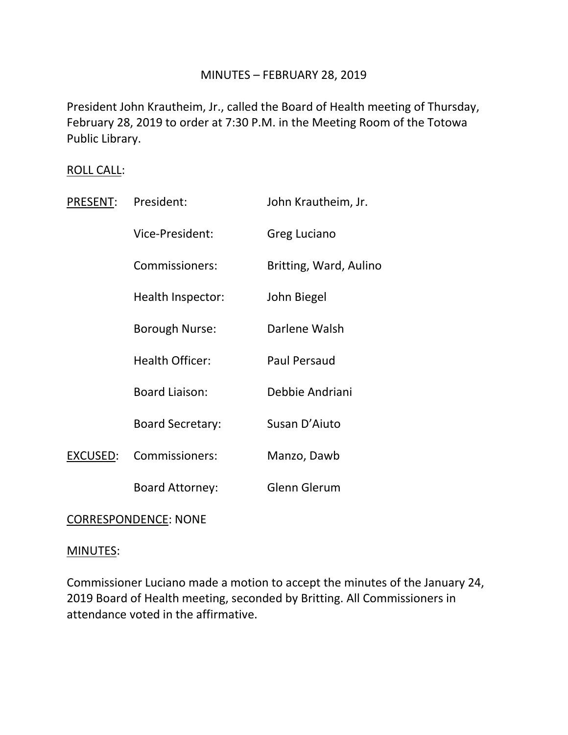# MINUTES – FEBRUARY 28, 2019

President John Krautheim, Jr., called the Board of Health meeting of Thursday, February 28, 2019 to order at 7:30 P.M. in the Meeting Room of the Totowa Public Library.

ROLL CALL:

| | | |
|---|---|---|
| PRESENT: | President: | John Krautheim, Jr. |
| | Vice-President: | Greg Luciano |
| | Commissioners: | Britting, Ward, Aulino |
| | Health Inspector: | John Biegel |
| | Borough Nurse: | Darlene Walsh |
| | Health Officer: | Paul Persaud |
| | Board Liaison: | Debbie Andriani |
| | Board Secretary: | Susan D'Aiuto |
| EXCUSED: | Commissioners: | Manzo, Dawb |
| | Board Attorney: | Glenn Glerum |

CORRESPONDENCE: NONE

MINUTES:

Commissioner Luciano made a motion to accept the minutes of the January 24, 2019 Board of Health meeting, seconded by Britting. All Commissioners in attendance voted in the affirmative.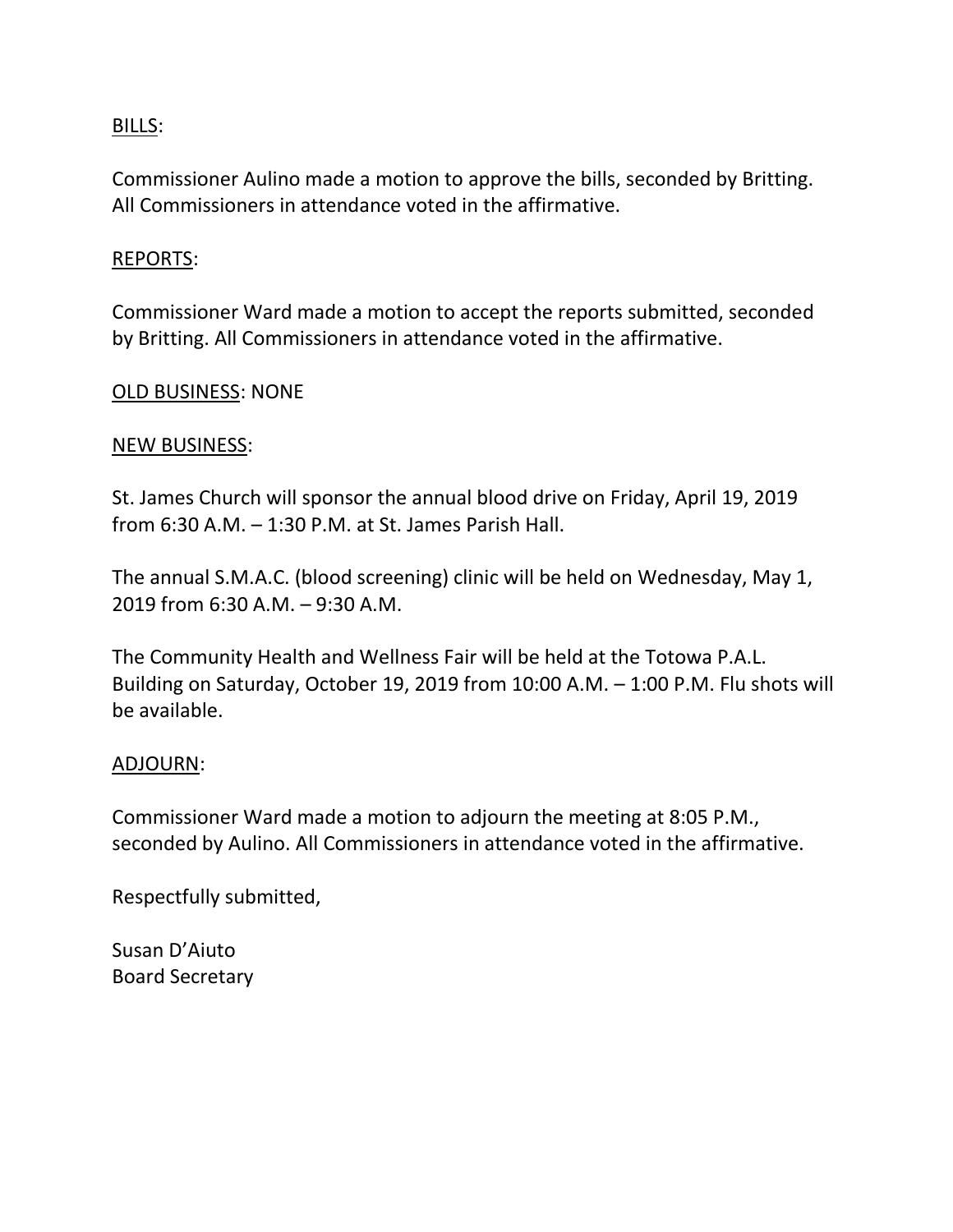<u>BILLS</u>:

Commissioner Aulino made a motion to approve the bills, seconded by Britting. All Commissioners in attendance voted in the affirmative.

<u>REPORTS</u>:

Commissioner Ward made a motion to accept the reports submitted, seconded by Britting. All Commissioners in attendance voted in the affirmative.

<u>OLD BUSINESS</u>: NONE

<u>NEW BUSINESS</u>:

St. James Church will sponsor the annual blood drive on Friday, April 19, 2019 from 6:30 A.M. – 1:30 P.M. at St. James Parish Hall.

The annual S.M.A.C. (blood screening) clinic will be held on Wednesday, May 1, 2019 from 6:30 A.M. – 9:30 A.M.

The Community Health and Wellness Fair will be held at the Totowa P.A.L. Building on Saturday, October 19, 2019 from 10:00 A.M. – 1:00 P.M. Flu shots will be available.

<u>ADJOURN</u>:

Commissioner Ward made a motion to adjourn the meeting at 8:05 P.M., seconded by Aulino. All Commissioners in attendance voted in the affirmative.

Respectfully submitted,

Susan D'Aiuto
Board Secretary